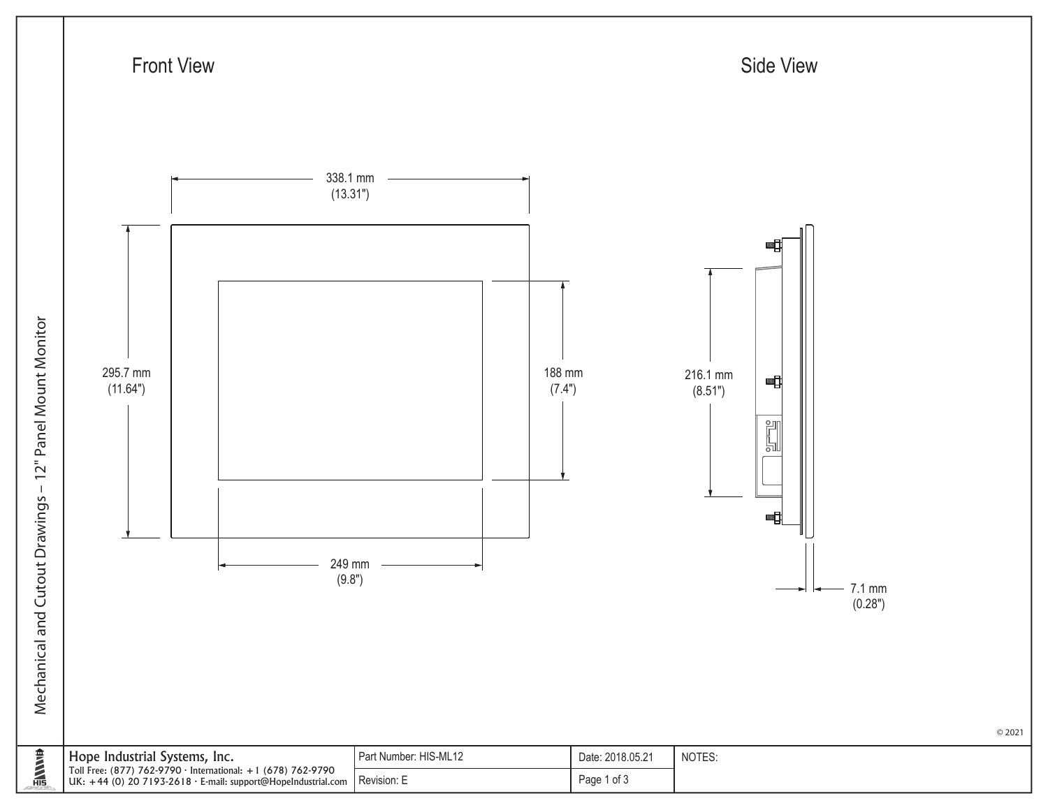# Mechanical and Cutout Drawings – 12" Panel Mount Monitor

## Front View

338.1 mm
(13.31")

295.7 mm
(11.64")

188 mm
(7.4")

249 mm
(9.8")

## Side View

216.1 mm
(8.51")

7.1 mm
(0.28")

© 2021

| Hope Industrial Systems, Inc.<br>Toll Free: (877) 762-9790 · International: +1 (678) 762-9790<br>UK: +44 (0) 20 7193-2618 · E-mail: support@HopeIndustrial.com | Part Number: HIS-ML12 | Date: 2018.05.21 | NOTES: |
|---|---|---|---|
| | Revision: E | Page 1 of 3 | |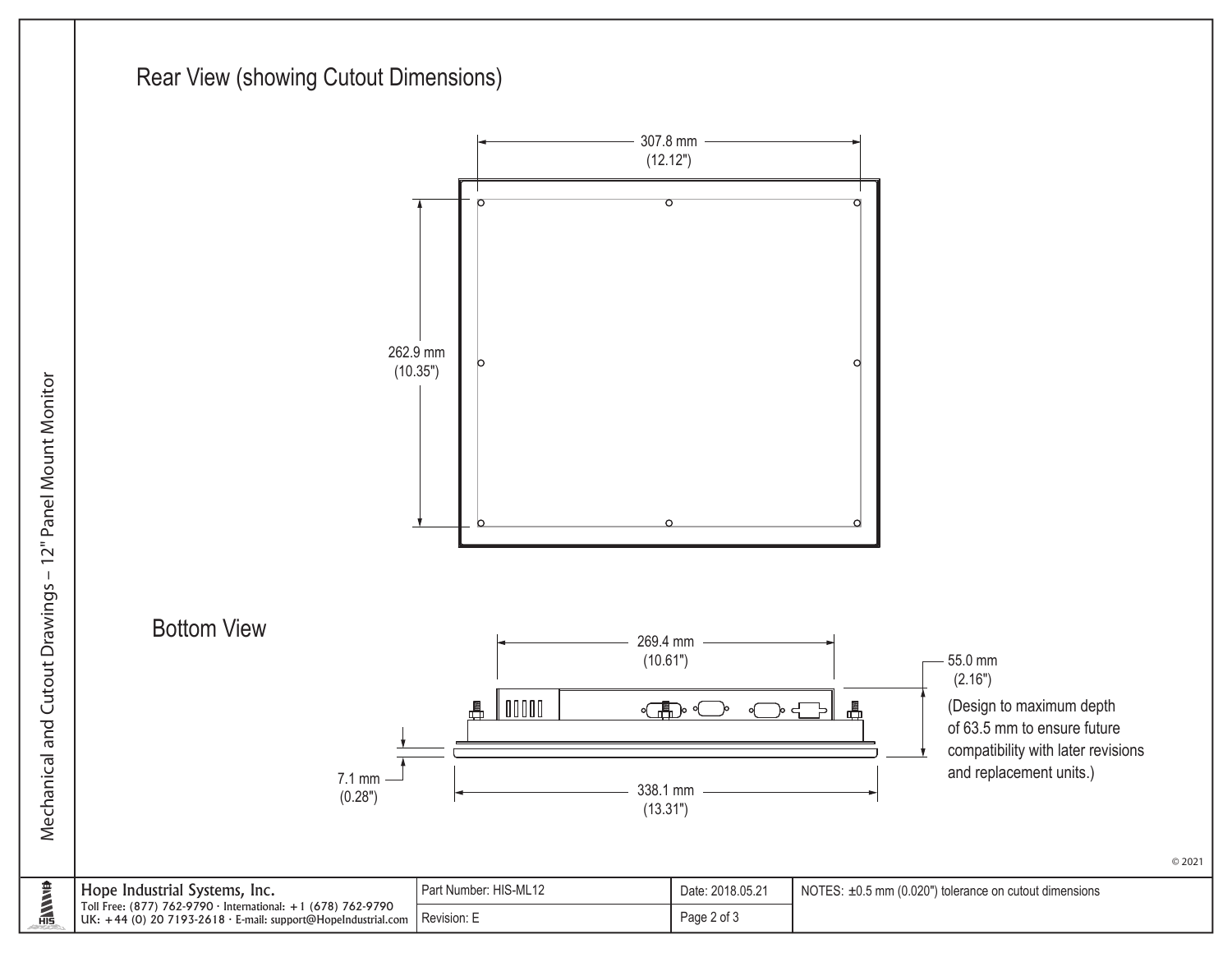## Rear View (showing Cutout Dimensions)

307.8 mm (12.12")

262.9 mm (10.35")

## Bottom View

269.4 mm (10.61")

55.0 mm (2.16")

(Design to maximum depth of 63.5 mm to ensure future compatibility with later revisions and replacement units.)

7.1 mm (0.28")

338.1 mm (13.31")

© 2021

Mechanical and Cutout Drawings – 12" Panel Mount Monitor

| Hope Industrial Systems, Inc.<br>Toll Free: (877) 762-9790 · International: +1 (678) 762-9790<br>UK: +44 (0) 20 7193-2618 · E-mail: support@HopeIndustrial.com | Part Number: HIS-ML12 | Date: 2018.05.21 | NOTES: ±0.5 mm (0.020") tolerance on cutout dimensions |
|---|---|---|---|
| | Revision: E | Page 2 of 3 | |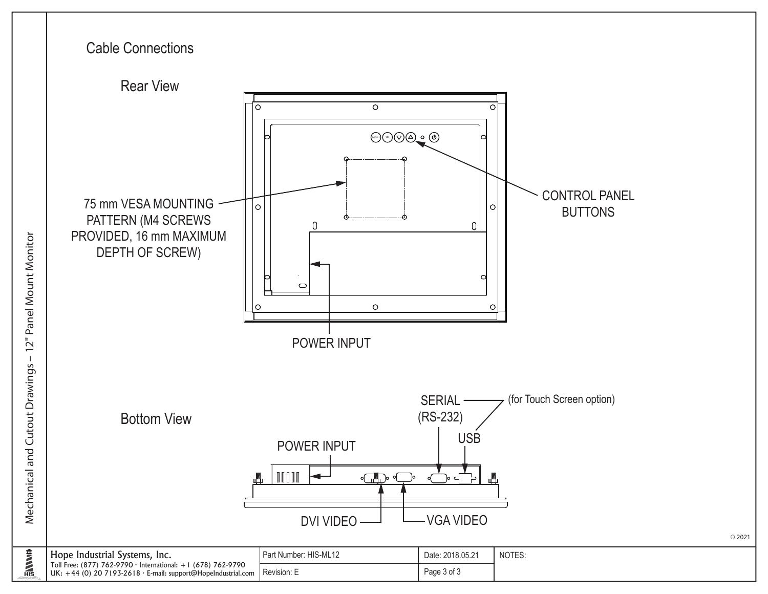# Cable Connections

## Rear View

75 mm VESA MOUNTING PATTERN (M4 SCREWS PROVIDED, 16 mm MAXIMUM DEPTH OF SCREW)

CONTROL PANEL BUTTONS

POWER INPUT

## Bottom View

POWER INPUT

SERIAL (RS-232)

USB

(for Touch Screen option)

DVI VIDEO

VGA VIDEO

© 2021

Mechanical and Cutout Drawings – 12" Panel Mount Monitor

| Hope Industrial Systems, Inc. Toll Free: (877) 762-9790 · International: +1 (678) 762-9790 UK: +44 (0) 20 7193-2618 · E-mail: support@HopeIndustrial.com | Part Number: HIS-ML12 | Date: 2018.05.21 | NOTES: |
|---|---|---|---|
| | Revision: E | Page 3 of 3 | |